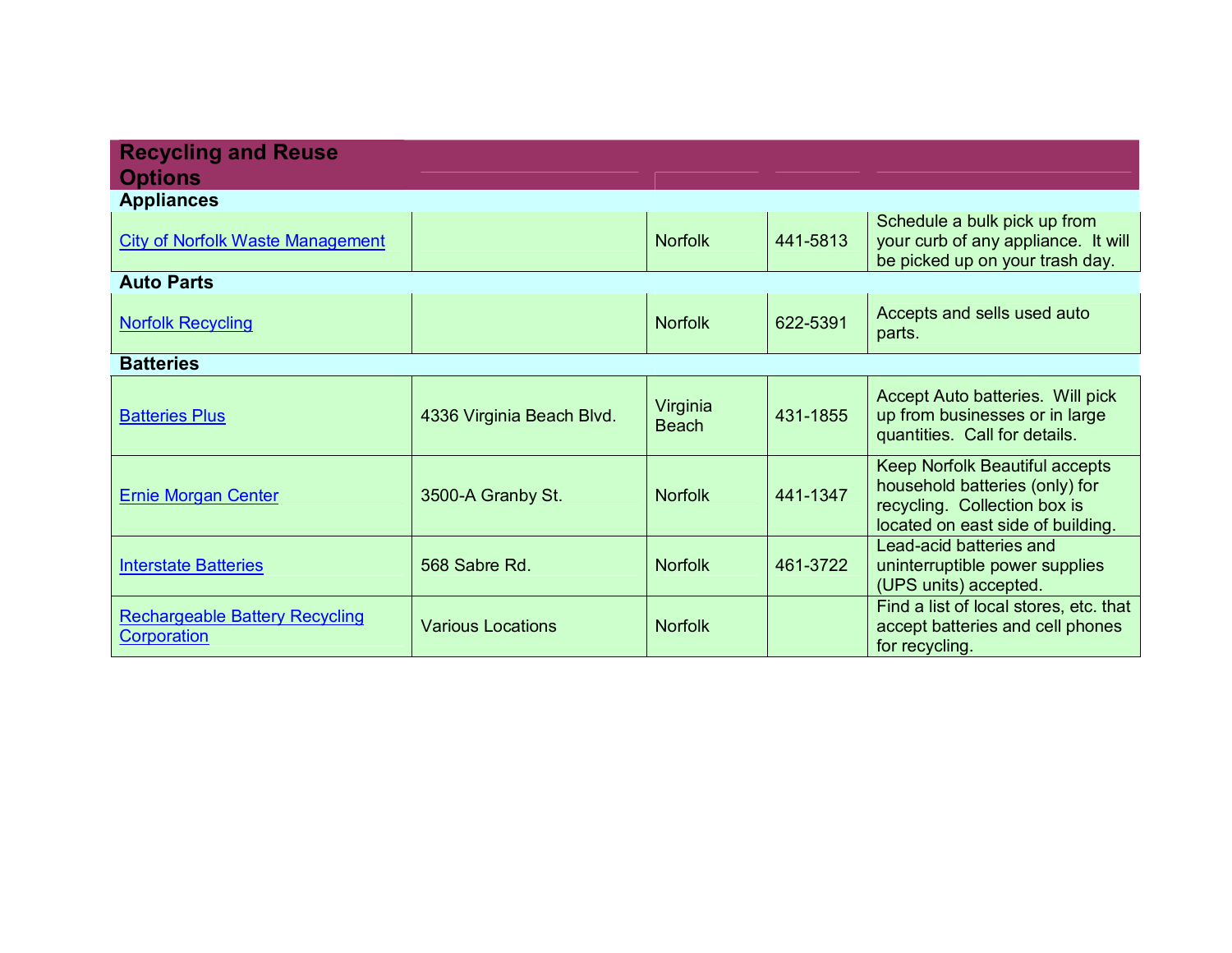| Recycling and Reuse Options | | | | |
|---|---|---|---|---|
| **Appliances** | | | | |
| City of Norfolk Waste Management | | Norfolk | 441-5813 | Schedule a bulk pick up from your curb of any appliance. It will be picked up on your trash day. |
| **Auto Parts** | | | | |
| Norfolk Recycling | | Norfolk | 622-5391 | Accepts and sells used auto parts. |
| **Batteries** | | | | |
| Batteries Plus | 4336 Virginia Beach Blvd. | Virginia Beach | 431-1855 | Accept Auto batteries. Will pick up from businesses or in large quantities. Call for details. |
| Ernie Morgan Center | 3500-A Granby St. | Norfolk | 441-1347 | Keep Norfolk Beautiful accepts household batteries (only) for recycling. Collection box is located on east side of building. |
| Interstate Batteries | 568 Sabre Rd. | Norfolk | 461-3722 | Lead-acid batteries and uninterruptible power supplies (UPS units) accepted. |
| Rechargeable Battery Recycling Corporation | Various Locations | Norfolk | | Find a list of local stores, etc. that accept batteries and cell phones for recycling. |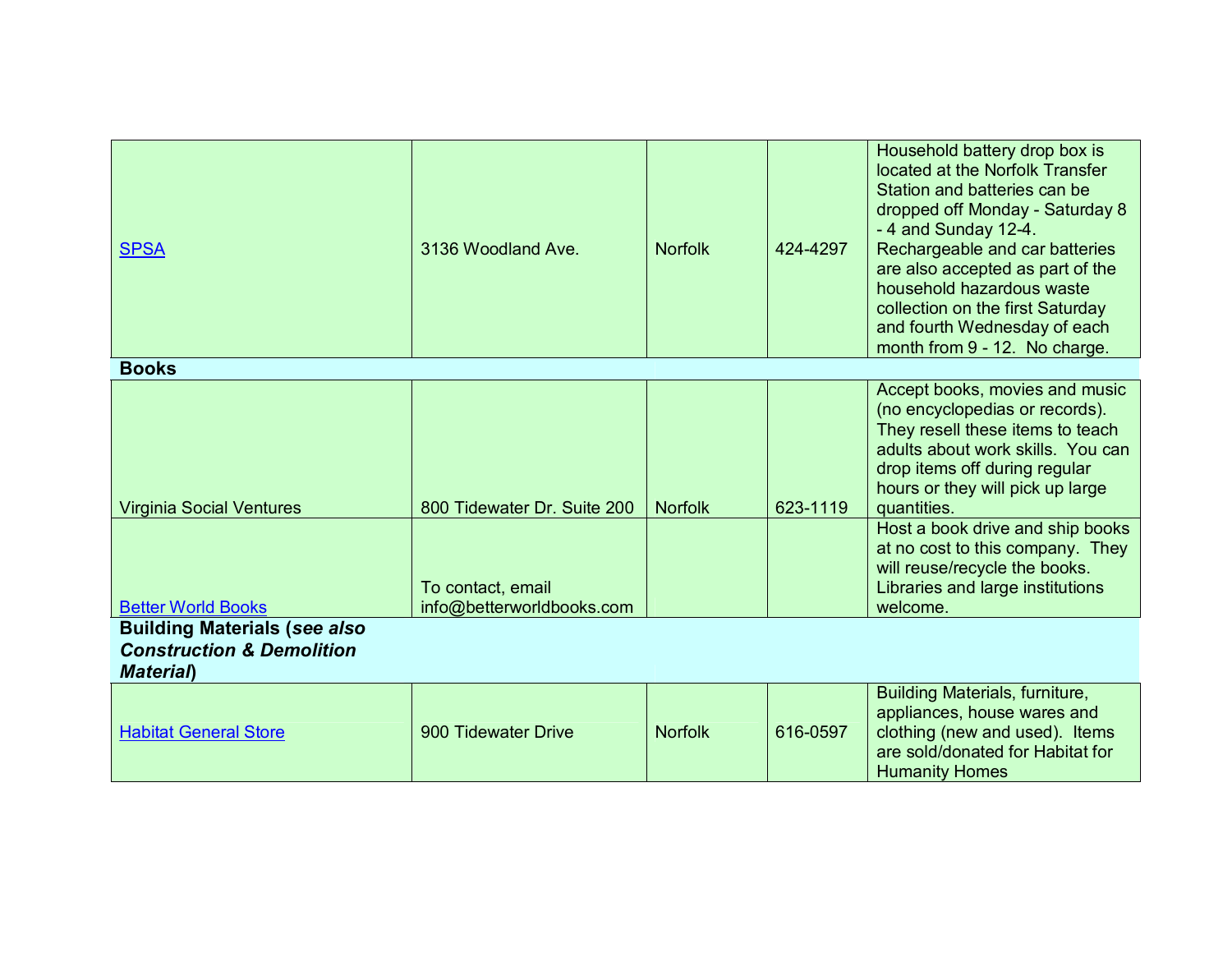| | | | | |
|---|---|---|---|---|
| [SPSA]() | 3136 Woodland Ave. | Norfolk | 424-4297 | Household battery drop box is located at the Norfolk Transfer Station and batteries can be dropped off Monday - Saturday 8 - 4 and Sunday 12-4. Rechargeable and car batteries are also accepted as part of the household hazardous waste collection on the first Saturday and fourth Wednesday of each month from 9 - 12. No charge. |
| **Books** | | | | |
| Virginia Social Ventures | 800 Tidewater Dr. Suite 200 | Norfolk | 623-1119 | Accept books, movies and music (no encyclopedias or records). They resell these items to teach adults about work skills. You can drop items off during regular hours or they will pick up large quantities. |
| [Better World Books]() | To contact, email info@betterworldbooks.com | | | Host a book drive and ship books at no cost to this company. They will reuse/recycle the books. Libraries and large institutions welcome. |
| **Building Materials (*see also Construction & Demolition Material*)** | | | | |
| [Habitat General Store]() | 900 Tidewater Drive | Norfolk | 616-0597 | Building Materials, furniture, appliances, house wares and clothing (new and used). Items are sold/donated for Habitat for Humanity Homes |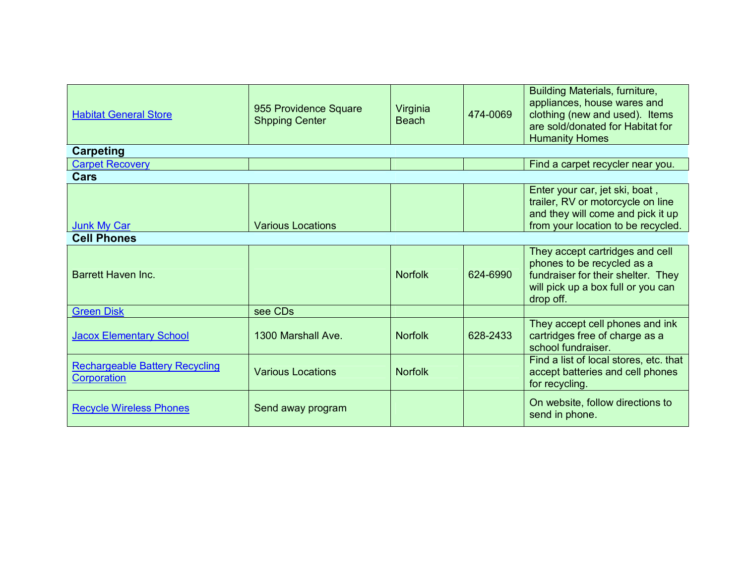| | | | | |
|---|---|---|---|---|
| Habitat General Store | 955 Providence Square Shpping Center | Virginia Beach | 474-0069 | Building Materials, furniture, appliances, house wares and clothing (new and used). Items are sold/donated for Habitat for Humanity Homes |
| **Carpeting** | | | | |
| Carpet Recovery | | | | Find a carpet recycler near you. |
| **Cars** | | | | |
| Junk My Car | Various Locations | | | Enter your car, jet ski, boat , trailer, RV or motorcycle on line and they will come and pick it up from your location to be recycled. |
| **Cell Phones** | | | | |
| Barrett Haven Inc. | | Norfolk | 624-6990 | They accept cartridges and cell phones to be recycled as a fundraiser for their shelter. They will pick up a box full or you can drop off. |
| Green Disk | see CDs | | | |
| Jacox Elementary School | 1300 Marshall Ave. | Norfolk | 628-2433 | They accept cell phones and ink cartridges free of charge as a school fundraiser. |
| Rechargeable Battery Recycling Corporation | Various Locations | Norfolk | | Find a list of local stores, etc. that accept batteries and cell phones for recycling. |
| Recycle Wireless Phones | Send away program | | | On website, follow directions to send in phone. |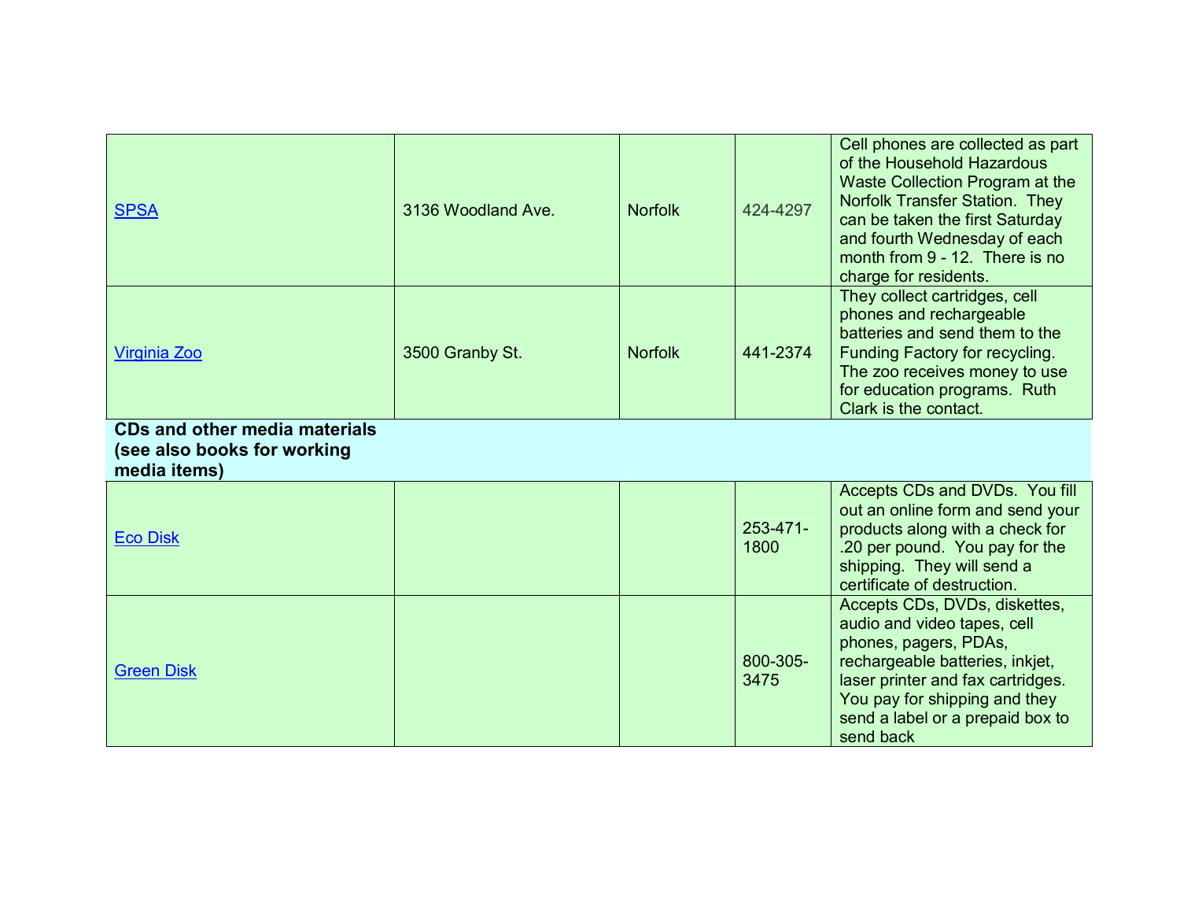| | | | | |
|---|---|---|---|---|
| SPSA | 3136 Woodland Ave. | Norfolk | 424-4297 | Cell phones are collected as part of the Household Hazardous Waste Collection Program at the Norfolk Transfer Station. They can be taken the first Saturday and fourth Wednesday of each month from 9 - 12. There is no charge for residents. |
| Virginia Zoo | 3500 Granby St. | Norfolk | 441-2374 | They collect cartridges, cell phones and rechargeable batteries and send them to the Funding Factory for recycling. The zoo receives money to use for education programs. Ruth Clark is the contact. |
| **CDs and other media materials (see also books for working media items)** | | | | |
| Eco Disk | | | 253-471-1800 | Accepts CDs and DVDs. You fill out an online form and send your products along with a check for .20 per pound. You pay for the shipping. They will send a certificate of destruction. |
| Green Disk | | | 800-305-3475 | Accepts CDs, DVDs, diskettes, audio and video tapes, cell phones, pagers, PDAs, rechargeable batteries, inkjet, laser printer and fax cartridges. You pay for shipping and they send a label or a prepaid box to send back |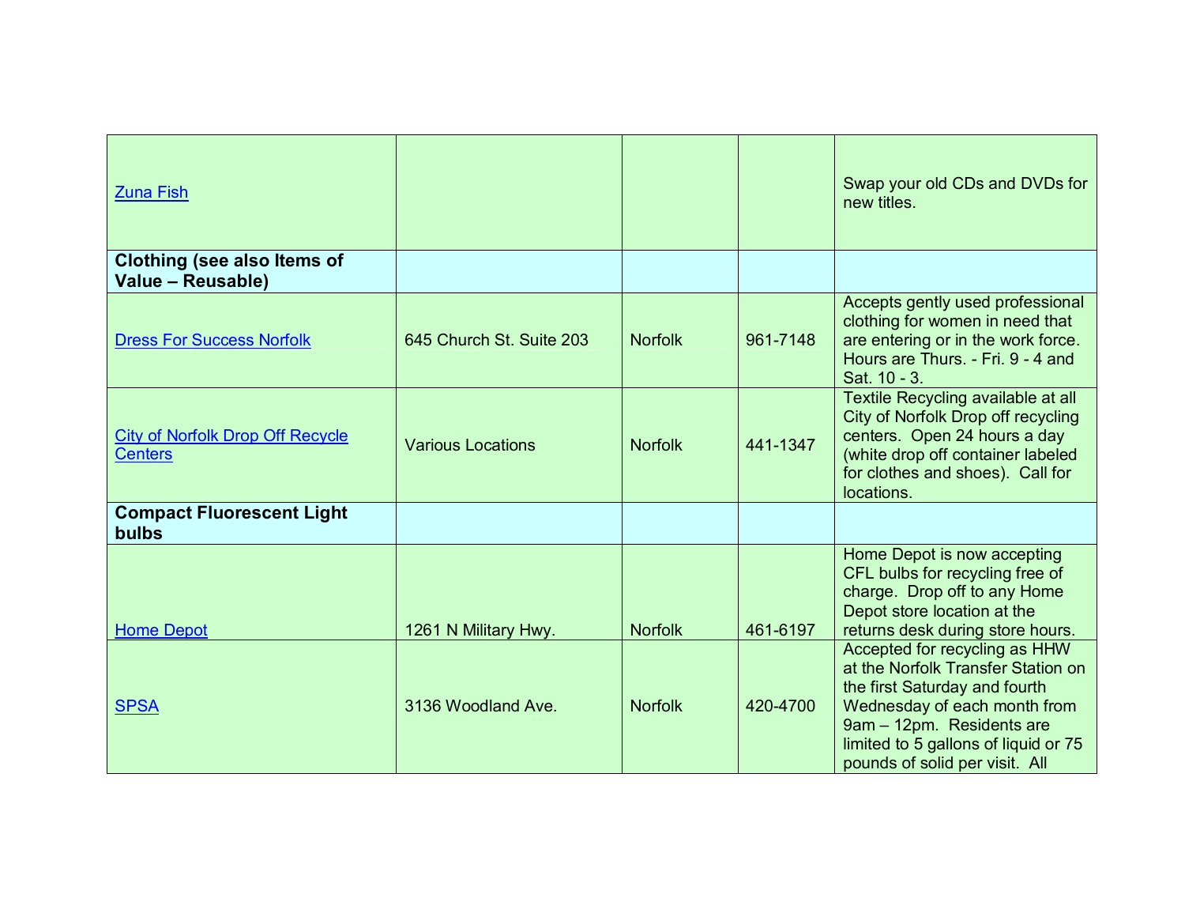| | | | | |
|---|---|---|---|---|
| Zuna Fish | | | | Swap your old CDs and DVDs for new titles. |
| **Clothing (see also Items of Value – Reusable)** | | | | |
| Dress For Success Norfolk | 645 Church St. Suite 203 | Norfolk | 961-7148 | Accepts gently used professional clothing for women in need that are entering or in the work force. Hours are Thurs. - Fri. 9 - 4 and Sat. 10 - 3. |
| City of Norfolk Drop Off Recycle Centers | Various Locations | Norfolk | 441-1347 | Textile Recycling available at all City of Norfolk Drop off recycling centers. Open 24 hours a day (white drop off container labeled for clothes and shoes). Call for locations. |
| **Compact Fluorescent Light bulbs** | | | | |
| Home Depot | 1261 N Military Hwy. | Norfolk | 461-6197 | Home Depot is now accepting CFL bulbs for recycling free of charge. Drop off to any Home Depot store location at the returns desk during store hours. |
| SPSA | 3136 Woodland Ave. | Norfolk | 420-4700 | Accepted for recycling as HHW at the Norfolk Transfer Station on the first Saturday and fourth Wednesday of each month from 9am – 12pm. Residents are limited to 5 gallons of liquid or 75 pounds of solid per visit. All |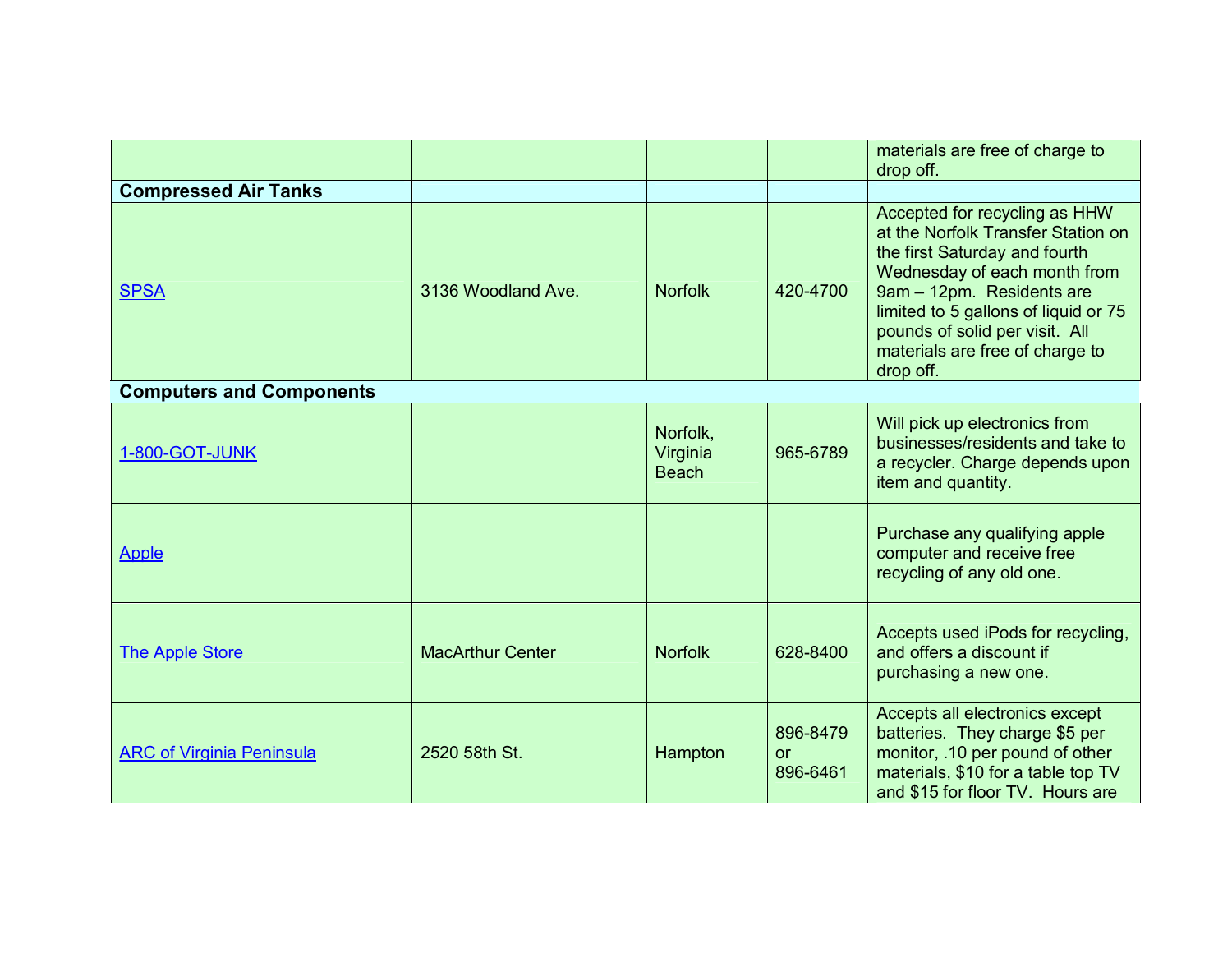| | | | | |
|---|---|---|---|---|
| | | | | materials are free of charge to drop off. |
| **Compressed Air Tanks** | | | | |
| SPSA | 3136 Woodland Ave. | Norfolk | 420-4700 | Accepted for recycling as HHW at the Norfolk Transfer Station on the first Saturday and fourth Wednesday of each month from 9am – 12pm. Residents are limited to 5 gallons of liquid or 75 pounds of solid per visit. All materials are free of charge to drop off. |
| **Computers and Components** | | | | |
| 1-800-GOT-JUNK | | Norfolk, Virginia Beach | 965-6789 | Will pick up electronics from businesses/residents and take to a recycler. Charge depends upon item and quantity. |
| Apple | | | | Purchase any qualifying apple computer and receive free recycling of any old one. |
| The Apple Store | MacArthur Center | Norfolk | 628-8400 | Accepts used iPods for recycling, and offers a discount if purchasing a new one. |
| ARC of Virginia Peninsula | 2520 58th St. | Hampton | 896-8479 or 896-6461 | Accepts all electronics except batteries. They charge $5 per monitor, .10 per pound of other materials, $10 for a table top TV and $15 for floor TV. Hours are |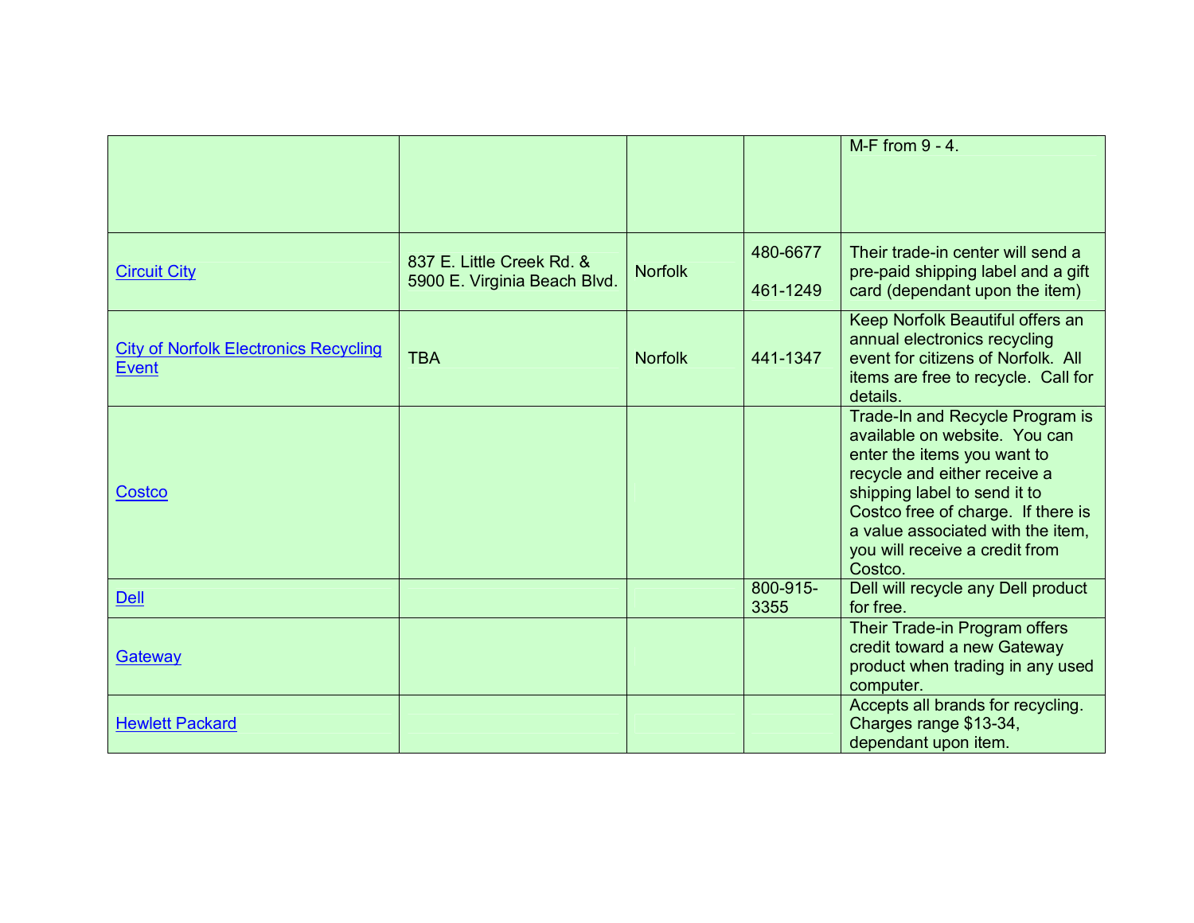| | | | | |
|---|---|---|---|---|
| | | | | M-F from 9 - 4. |
| Circuit City | 837 E. Little Creek Rd. & 5900 E. Virginia Beach Blvd. | Norfolk | 480-6677<br><br>461-1249 | Their trade-in center will send a pre-paid shipping label and a gift card (dependant upon the item) |
| City of Norfolk Electronics Recycling Event | TBA | Norfolk | 441-1347 | Keep Norfolk Beautiful offers an annual electronics recycling event for citizens of Norfolk. All items are free to recycle. Call for details. |
| Costco | | | | Trade-In and Recycle Program is available on website. You can enter the items you want to recycle and either receive a shipping label to send it to Costco free of charge. If there is a value associated with the item, you will receive a credit from Costco. |
| Dell | | | 800-915-3355 | Dell will recycle any Dell product for free. |
| Gateway | | | | Their Trade-in Program offers credit toward a new Gateway product when trading in any used computer. |
| Hewlett Packard | | | | Accepts all brands for recycling. Charges range $13-34, dependant upon item. |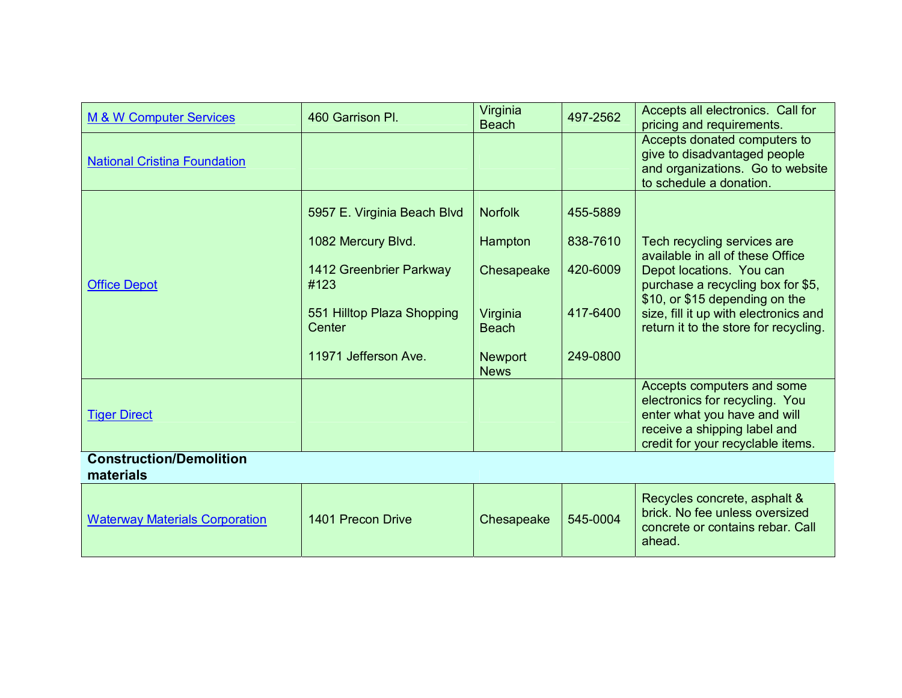| | | | | |
|---|---|---|---|---|
| M & W Computer Services | 460 Garrison Pl. | Virginia Beach | 497-2562 | Accepts all electronics. Call for pricing and requirements. |
| National Cristina Foundation | | | | Accepts donated computers to give to disadvantaged people and organizations. Go to website to schedule a donation. |
| Office Depot | 5957 E. Virginia Beach Blvd<br><br>1082 Mercury Blvd.<br><br>1412 Greenbrier Parkway #123<br><br>551 Hilltop Plaza Shopping Center<br><br>11971 Jefferson Ave. | Norfolk<br><br>Hampton<br><br>Chesapeake<br><br>Virginia Beach<br><br>Newport News | 455-5889<br><br>838-7610<br><br>420-6009<br><br>417-6400<br><br>249-0800 | Tech recycling services are available in all of these Office Depot locations. You can purchase a recycling box for $5, $10, or $15 depending on the size, fill it up with electronics and return it to the store for recycling. |
| Tiger Direct | | | | Accepts computers and some electronics for recycling. You enter what you have and will receive a shipping label and credit for your recyclable items. |
| **Construction/Demolition materials** | | | | |
| Waterway Materials Corporation | 1401 Precon Drive | Chesapeake | 545-0004 | Recycles concrete, asphalt & brick. No fee unless oversized concrete or contains rebar. Call ahead. |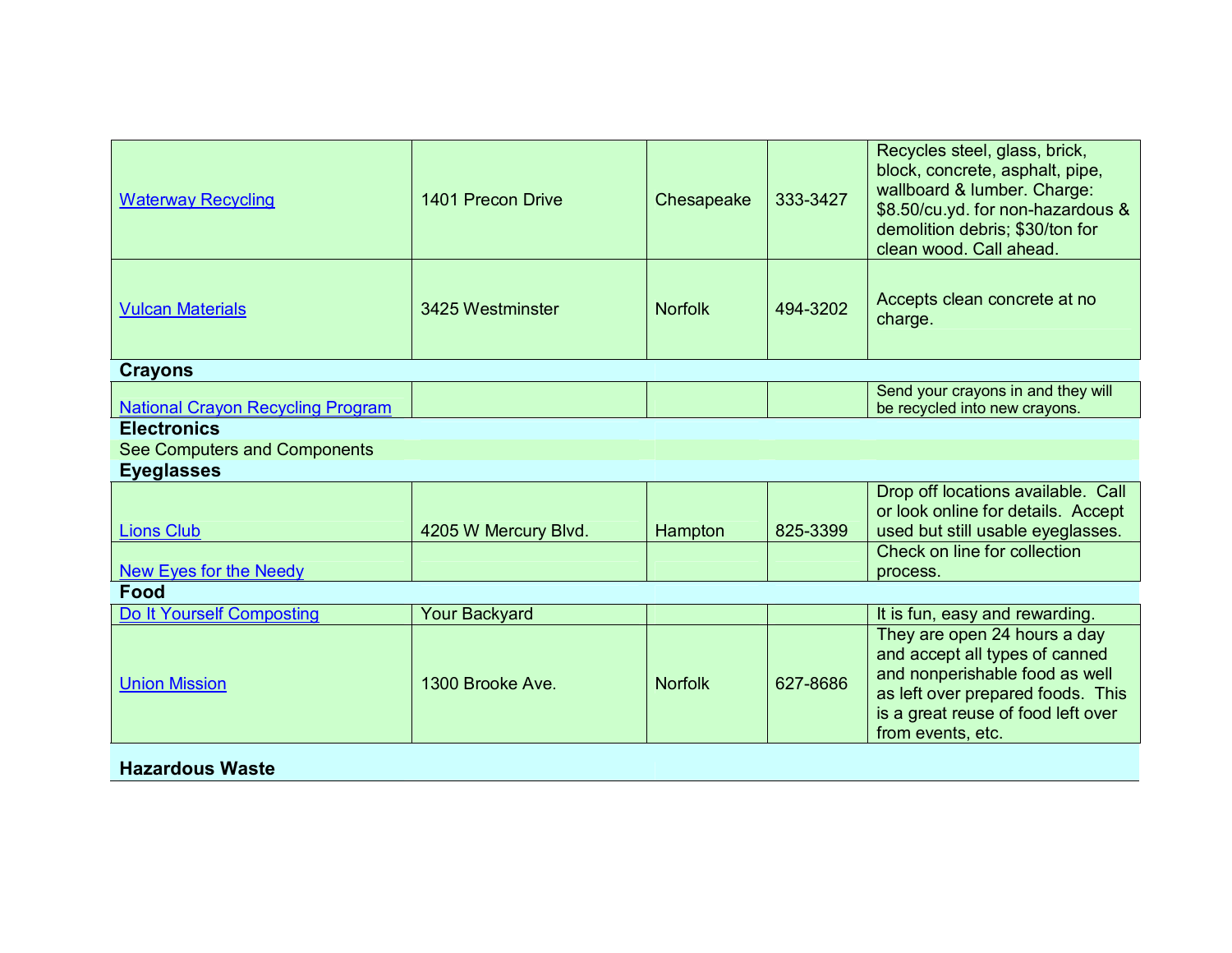| | | | | |
|---|---|---|---|---|
| Waterway Recycling | 1401 Precon Drive | Chesapeake | 333-3427 | Recycles steel, glass, brick, block, concrete, asphalt, pipe, wallboard & lumber. Charge: $8.50/cu.yd. for non-hazardous & demolition debris; $30/ton for clean wood. Call ahead. |
| Vulcan Materials | 3425 Westminster | Norfolk | 494-3202 | Accepts clean concrete at no charge. |
| **Crayons** | | | | |
| National Crayon Recycling Program | | | | Send your crayons in and they will be recycled into new crayons. |
| **Electronics** | | | | |
| See Computers and Components | | | | |
| **Eyeglasses** | | | | |
| Lions Club | 4205 W Mercury Blvd. | Hampton | 825-3399 | Drop off locations available. Call or look online for details. Accept used but still usable eyeglasses. |
| New Eyes for the Needy | | | | Check on line for collection process. |
| **Food** | | | | |
| Do It Yourself Composting | Your Backyard | | | It is fun, easy and rewarding. |
| Union Mission | 1300 Brooke Ave. | Norfolk | 627-8686 | They are open 24 hours a day and accept all types of canned and nonperishable food as well as left over prepared foods. This is a great reuse of food left over from events, etc. |
| **Hazardous Waste** | | | | |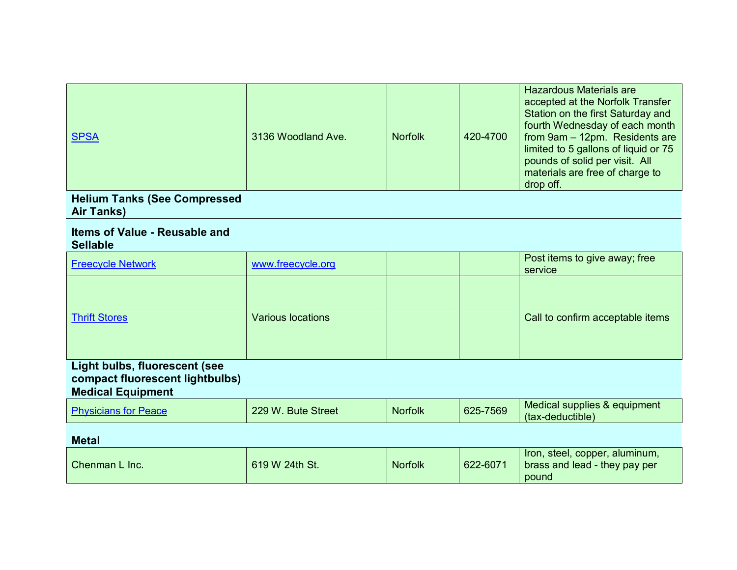| | | | | |
|---|---|---|---|---|
| [SPSA]() | 3136 Woodland Ave. | Norfolk | 420-4700 | Hazardous Materials are accepted at the Norfolk Transfer Station on the first Saturday and fourth Wednesday of each month from 9am – 12pm. Residents are limited to 5 gallons of liquid or 75 pounds of solid per visit. All materials are free of charge to drop off. |
| **Helium Tanks (See Compressed Air Tanks)** | | | | |
| **Items of Value - Reusable and Sellable** | | | | |
| [Freecycle Network]() | [www.freecycle.org]() | | | Post items to give away; free service |
| [Thrift Stores]() | Various locations | | | Call to confirm acceptable items |
| **Light bulbs, fluorescent (see compact fluorescent lightbulbs)** | | | | |
| **Medical Equipment** | | | | |
| [Physicians for Peace]() | 229 W. Bute Street | Norfolk | 625-7569 | Medical supplies & equipment (tax-deductible) |
| **Metal** | | | | |
| Chenman L Inc. | 619 W 24th St. | Norfolk | 622-6071 | Iron, steel, copper, aluminum, brass and lead - they pay per pound |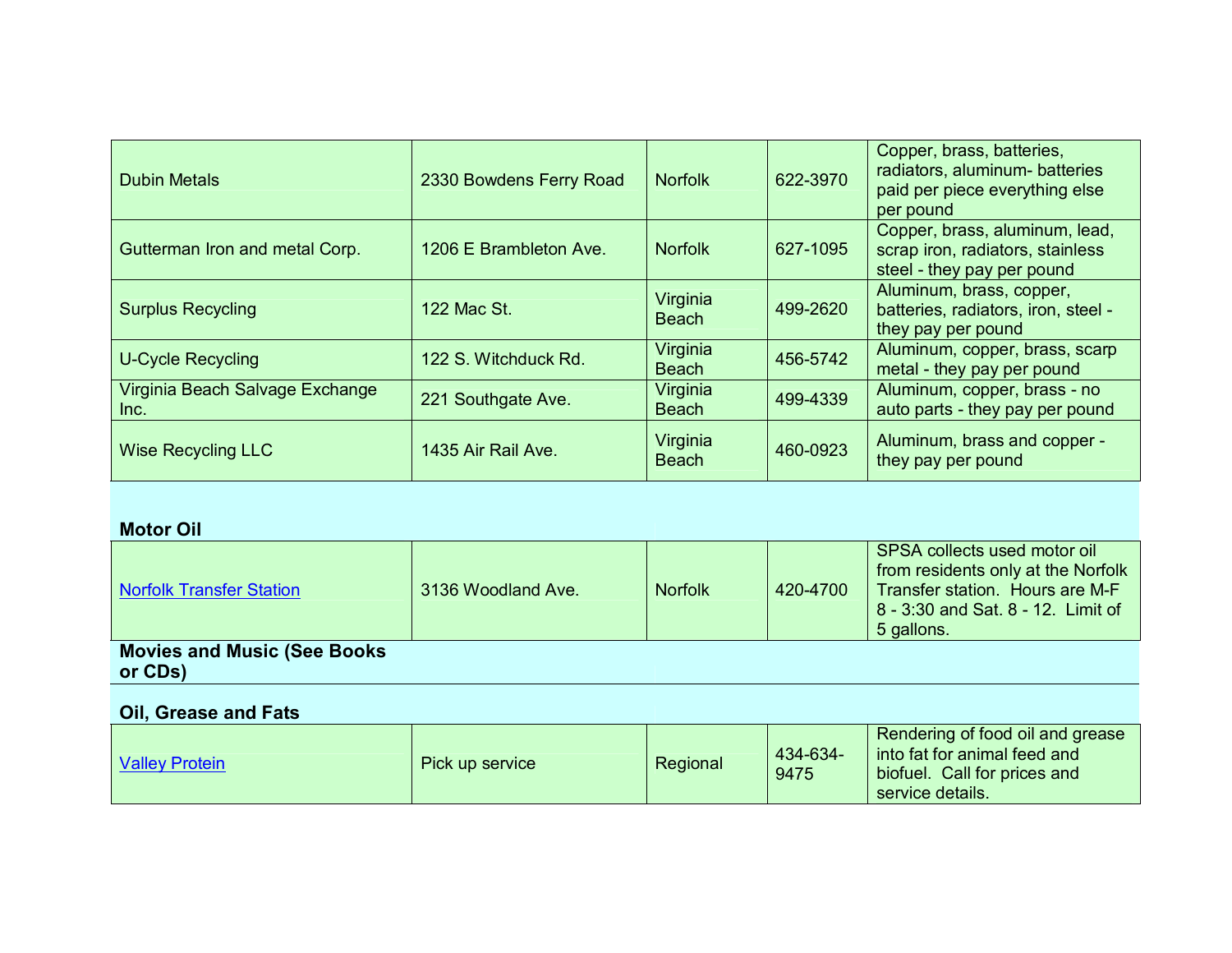| | | | | |
|---|---|---|---|---|
| Dubin Metals | 2330 Bowdens Ferry Road | Norfolk | 622-3970 | Copper, brass, batteries, radiators, aluminum- batteries paid per piece everything else per pound |
| Gutterman Iron and metal Corp. | 1206 E Brambleton Ave. | Norfolk | 627-1095 | Copper, brass, aluminum, lead, scrap iron, radiators, stainless steel - they pay per pound |
| Surplus Recycling | 122 Mac St. | Virginia Beach | 499-2620 | Aluminum, brass, copper, batteries, radiators, iron, steel - they pay per pound |
| U-Cycle Recycling | 122 S. Witchduck Rd. | Virginia Beach | 456-5742 | Aluminum, copper, brass, scarp metal - they pay per pound |
| Virginia Beach Salvage Exchange Inc. | 221 Southgate Ave. | Virginia Beach | 499-4339 | Aluminum, copper, brass - no auto parts - they pay per pound |
| Wise Recycling LLC | 1435 Air Rail Ave. | Virginia Beach | 460-0923 | Aluminum, brass and copper - they pay per pound |

**Motor Oil**

| | | | | |
|---|---|---|---|---|
| [Norfolk Transfer Station]() | 3136 Woodland Ave. | Norfolk | 420-4700 | SPSA collects used motor oil from residents only at the Norfolk Transfer station. Hours are M-F 8 - 3:30 and Sat. 8 - 12. Limit of 5 gallons. |

**Movies and Music (See Books or CDs)**

**Oil, Grease and Fats**

| | | | | |
|---|---|---|---|---|
| [Valley Protein]() | Pick up service | Regional | 434-634-9475 | Rendering of food oil and grease into fat for animal feed and biofuel. Call for prices and service details. |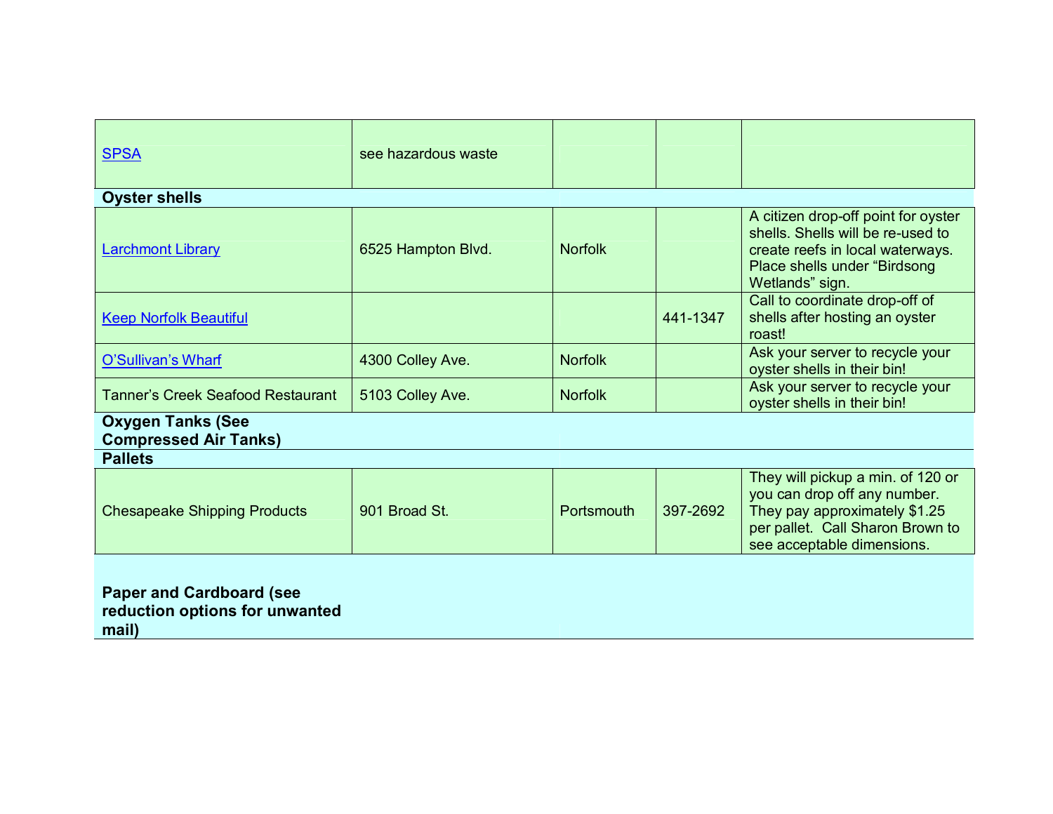| | | | | |
|---|---|---|---|---|
| SPSA | see hazardous waste | | | |
| **Oyster shells** | | | | |
| Larchmont Library | 6525 Hampton Blvd. | Norfolk | | A citizen drop-off point for oyster shells. Shells will be re-used to create reefs in local waterways. Place shells under “Birdsong Wetlands” sign. |
| Keep Norfolk Beautiful | | | 441-1347 | Call to coordinate drop-off of shells after hosting an oyster roast! |
| O’Sullivan’s Wharf | 4300 Colley Ave. | Norfolk | | Ask your server to recycle your oyster shells in their bin! |
| Tanner’s Creek Seafood Restaurant | 5103 Colley Ave. | Norfolk | | Ask your server to recycle your oyster shells in their bin! |
| **Oxygen Tanks (See Compressed Air Tanks)** | | | | |
| **Pallets** | | | | |
| Chesapeake Shipping Products | 901 Broad St. | Portsmouth | 397-2692 | They will pickup a min. of 120 or you can drop off any number. They pay approximately $1.25 per pallet. Call Sharon Brown to see acceptable dimensions. |
| **Paper and Cardboard (see reduction options for unwanted mail)** | | | | |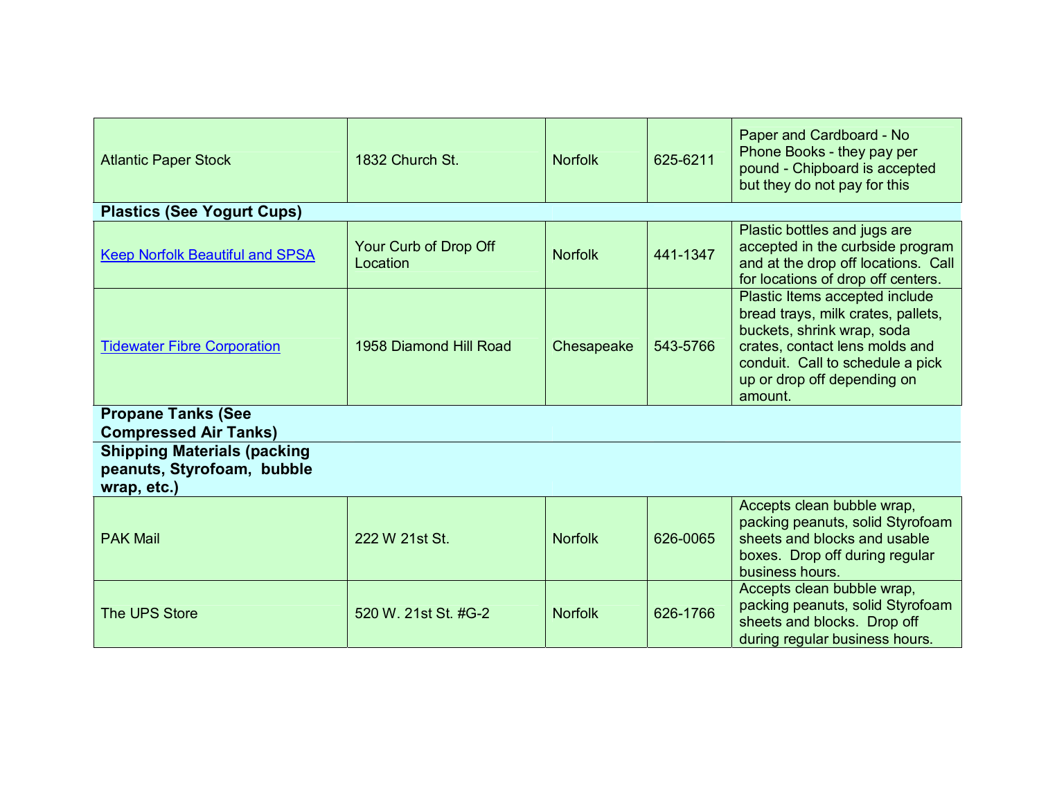| | | | | |
|---|---|---|---|---|
| Atlantic Paper Stock | 1832 Church St. | Norfolk | 625-6211 | Paper and Cardboard - No Phone Books - they pay per pound - Chipboard is accepted but they do not pay for this |
| **Plastics (See Yogurt Cups)** | | | | |
| Keep Norfolk Beautiful and SPSA | Your Curb of Drop Off Location | Norfolk | 441-1347 | Plastic bottles and jugs are accepted in the curbside program and at the drop off locations. Call for locations of drop off centers. |
| Tidewater Fibre Corporation | 1958 Diamond Hill Road | Chesapeake | 543-5766 | Plastic Items accepted include bread trays, milk crates, pallets, buckets, shrink wrap, soda crates, contact lens molds and conduit. Call to schedule a pick up or drop off depending on amount. |
| **Propane Tanks (See Compressed Air Tanks)** | | | | |
| **Shipping Materials (packing peanuts, Styrofoam, bubble wrap, etc.)** | | | | |
| PAK Mail | 222 W 21st St. | Norfolk | 626-0065 | Accepts clean bubble wrap, packing peanuts, solid Styrofoam sheets and blocks and usable boxes. Drop off during regular business hours. |
| The UPS Store | 520 W. 21st St. #G-2 | Norfolk | 626-1766 | Accepts clean bubble wrap, packing peanuts, solid Styrofoam sheets and blocks. Drop off during regular business hours. |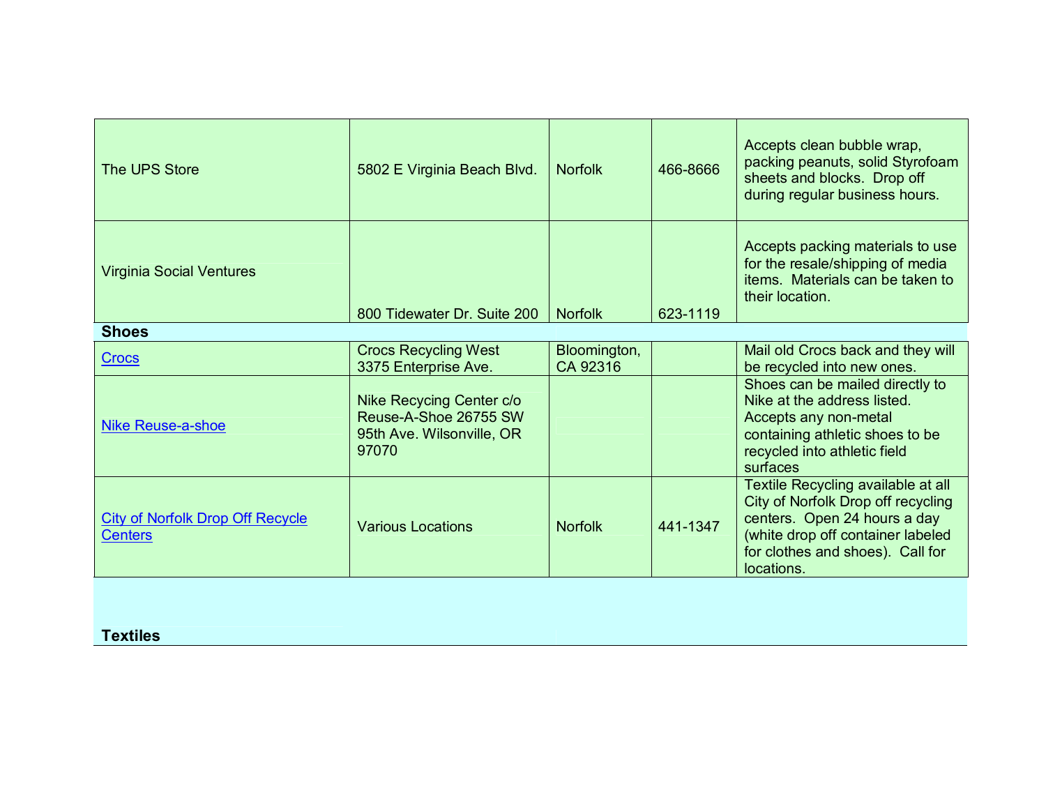| | | | | |
|---|---|---|---|---|
| The UPS Store | 5802 E Virginia Beach Blvd. | Norfolk | 466-8666 | Accepts clean bubble wrap, packing peanuts, solid Styrofoam sheets and blocks. Drop off during regular business hours. |
| Virginia Social Ventures | 800 Tidewater Dr. Suite 200 | Norfolk | 623-1119 | Accepts packing materials to use for the resale/shipping of media items. Materials can be taken to their location. |
| **Shoes** | | | | |
| Crocs | Crocs Recycling West 3375 Enterprise Ave. | Bloomington, CA 92316 | | Mail old Crocs back and they will be recycled into new ones. |
| Nike Reuse-a-shoe | Nike Recycing Center c/o Reuse-A-Shoe 26755 SW 95th Ave. Wilsonville, OR 97070 | | | Shoes can be mailed directly to Nike at the address listed. Accepts any non-metal containing athletic shoes to be recycled into athletic field surfaces |
| City of Norfolk Drop Off Recycle Centers | Various Locations | Norfolk | 441-1347 | Textile Recycling available at all City of Norfolk Drop off recycling centers. Open 24 hours a day (white drop off container labeled for clothes and shoes). Call for locations. |
| **Textiles** | | | | |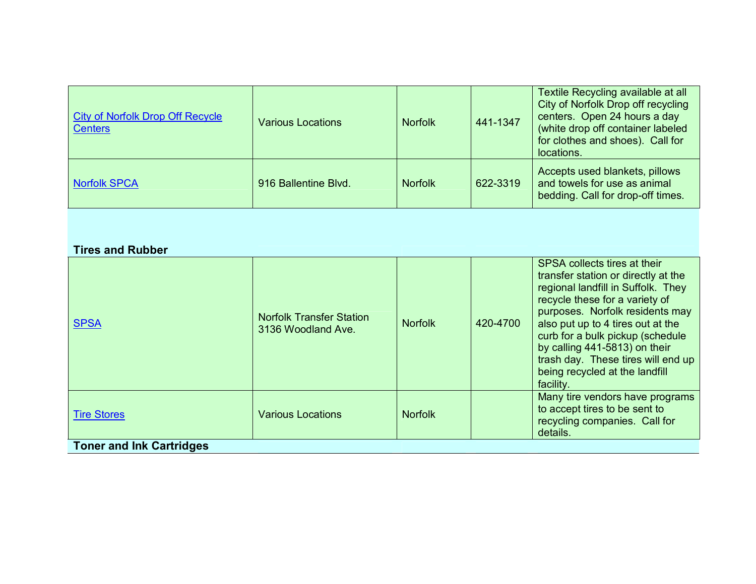| | | | | |
|---|---|---|---|---|
| City of Norfolk Drop Off Recycle Centers | Various Locations | Norfolk | 441-1347 | Textile Recycling available at all City of Norfolk Drop off recycling centers. Open 24 hours a day (white drop off container labeled for clothes and shoes). Call for locations. |
| Norfolk SPCA | 916 Ballentine Blvd. | Norfolk | 622-3319 | Accepts used blankets, pillows and towels for use as animal bedding. Call for drop-off times. |
| **Tires and Rubber** | | | | |
| SPSA | Norfolk Transfer Station 3136 Woodland Ave. | Norfolk | 420-4700 | SPSA collects tires at their transfer station or directly at the regional landfill in Suffolk. They recycle these for a variety of purposes. Norfolk residents may also put up to 4 tires out at the curb for a bulk pickup (schedule by calling 441-5813) on their trash day. These tires will end up being recycled at the landfill facility. |
| Tire Stores | Various Locations | Norfolk | | Many tire vendors have programs to accept tires to be sent to recycling companies. Call for details. |
| **Toner and Ink Cartridges** | | | | |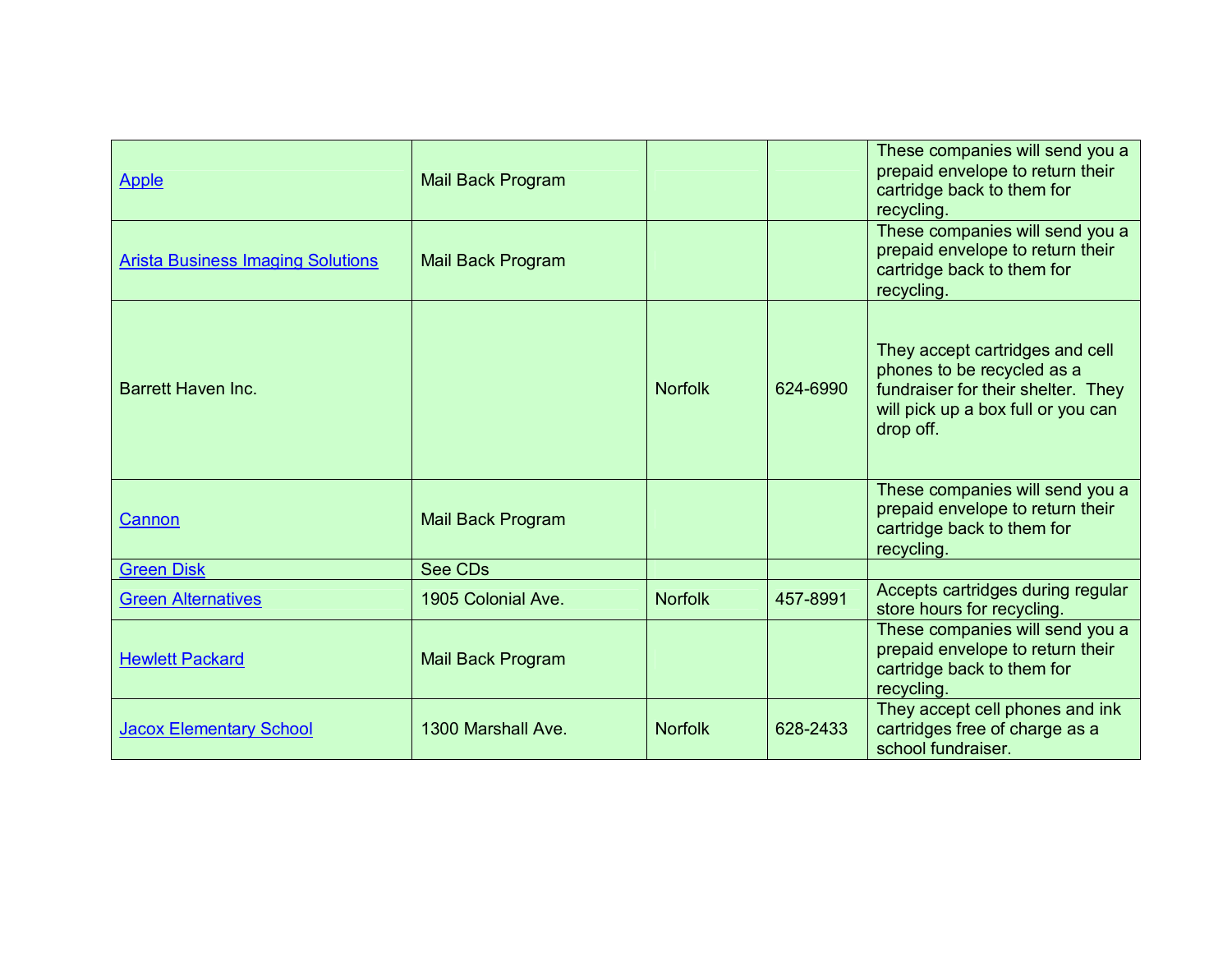| | | | | |
|---|---|---|---|---|
| Apple | Mail Back Program | | | These companies will send you a prepaid envelope to return their cartridge back to them for recycling. |
| Arista Business Imaging Solutions | Mail Back Program | | | These companies will send you a prepaid envelope to return their cartridge back to them for recycling. |
| Barrett Haven Inc. | | Norfolk | 624-6990 | They accept cartridges and cell phones to be recycled as a fundraiser for their shelter. They will pick up a box full or you can drop off. |
| Cannon | Mail Back Program | | | These companies will send you a prepaid envelope to return their cartridge back to them for recycling. |
| Green Disk | See CDs | | | |
| Green Alternatives | 1905 Colonial Ave. | Norfolk | 457-8991 | Accepts cartridges during regular store hours for recycling. |
| Hewlett Packard | Mail Back Program | | | These companies will send you a prepaid envelope to return their cartridge back to them for recycling. |
| Jacox Elementary School | 1300 Marshall Ave. | Norfolk | 628-2433 | They accept cell phones and ink cartridges free of charge as a school fundraiser. |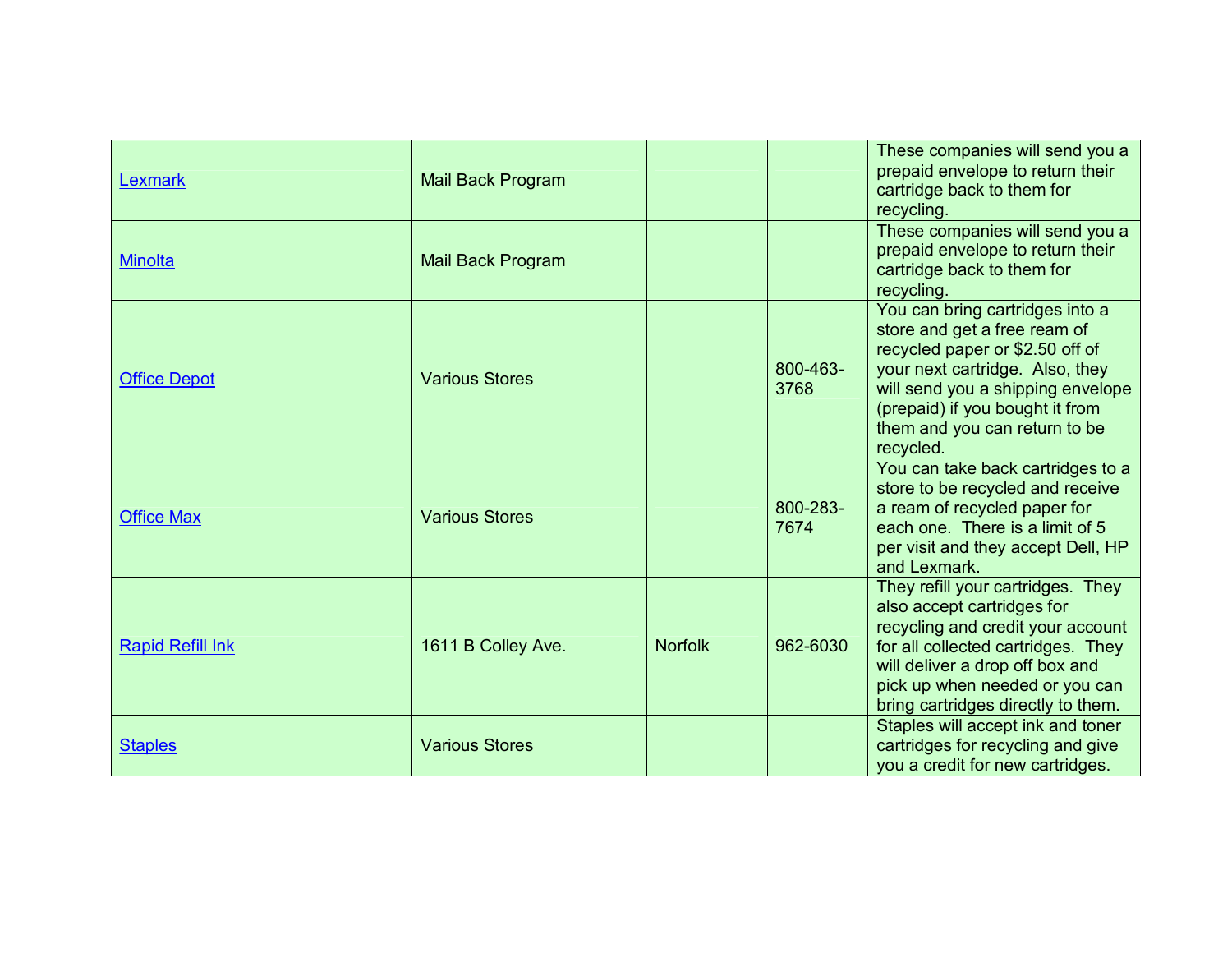| | | | | |
|---|---|---|---|---|
| Lexmark | Mail Back Program | | | These companies will send you a prepaid envelope to return their cartridge back to them for recycling. |
| Minolta | Mail Back Program | | | These companies will send you a prepaid envelope to return their cartridge back to them for recycling. |
| Office Depot | Various Stores | | 800-463-3768 | You can bring cartridges into a store and get a free ream of recycled paper or $2.50 off of your next cartridge. Also, they will send you a shipping envelope (prepaid) if you bought it from them and you can return to be recycled. |
| Office Max | Various Stores | | 800-283-7674 | You can take back cartridges to a store to be recycled and receive a ream of recycled paper for each one. There is a limit of 5 per visit and they accept Dell, HP and Lexmark. |
| Rapid Refill Ink | 1611 B Colley Ave. | Norfolk | 962-6030 | They refill your cartridges. They also accept cartridges for recycling and credit your account for all collected cartridges. They will deliver a drop off box and pick up when needed or you can bring cartridges directly to them. |
| Staples | Various Stores | | | Staples will accept ink and toner cartridges for recycling and give you a credit for new cartridges. |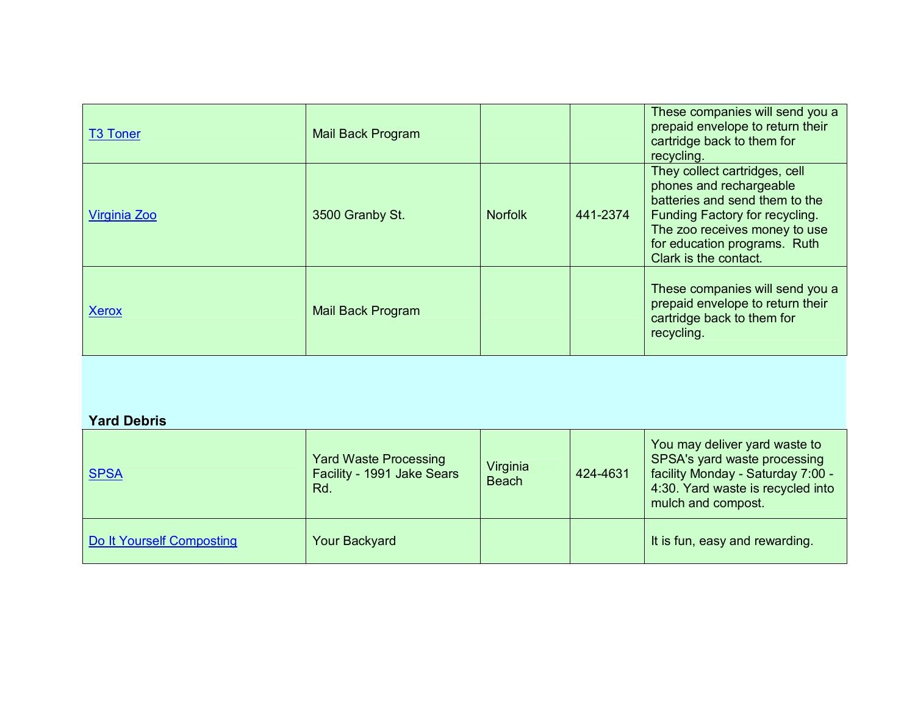| | | | | |
|---|---|---|---|---|
| T3 Toner | Mail Back Program | | | These companies will send you a prepaid envelope to return their cartridge back to them for recycling. |
| Virginia Zoo | 3500 Granby St. | Norfolk | 441-2374 | They collect cartridges, cell phones and rechargeable batteries and send them to the Funding Factory for recycling. The zoo receives money to use for education programs. Ruth Clark is the contact. |
| Xerox | Mail Back Program | | | These companies will send you a prepaid envelope to return their cartridge back to them for recycling. |
| **Yard Debris** | | | | |
| SPSA | Yard Waste Processing Facility - 1991 Jake Sears Rd. | Virginia Beach | 424-4631 | You may deliver yard waste to SPSA's yard waste processing facility Monday - Saturday 7:00 - 4:30. Yard waste is recycled into mulch and compost. |
| Do It Yourself Composting | Your Backyard | | | It is fun, easy and rewarding. |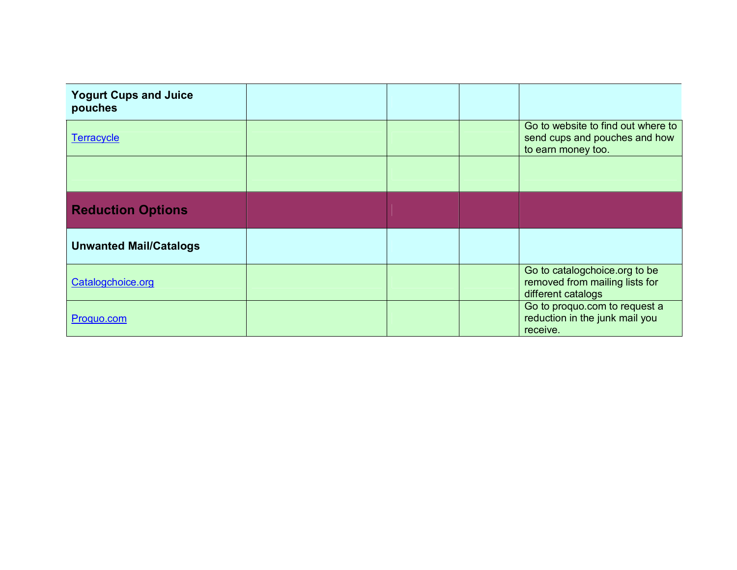| | | | | |
|---|---|---|---|---|
| **Yogurt Cups and Juice pouches** | | | | |
| Terracycle | | | | Go to website to find out where to send cups and pouches and how to earn money too. |
| | | | | |
| **Reduction Options** | | | | |
| **Unwanted Mail/Catalogs** | | | | |
| Catalogchoice.org | | | | Go to catalogchoice.org to be removed from mailing lists for different catalogs |
| Proquo.com | | | | Go to proquo.com to request a reduction in the junk mail you receive. |